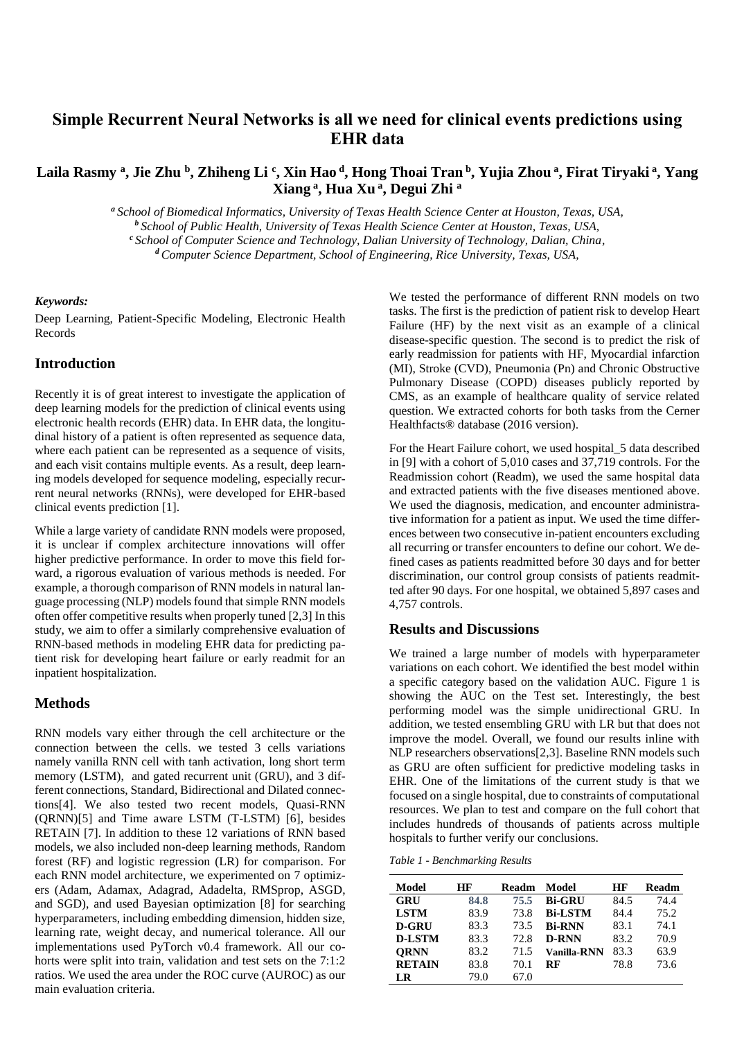# Simple Recurrent Neural Networks is all we need for clinical events predictions using EHR data

**Laila Rasmy [a], Jie Zhu [b], Zhiheng Li [c], Xin Hao [d], Hong Thoai Tran [b], Yujia Zhou [a], Firat Tiryaki [a], Yang Xiang [a], Hua Xu [a], Degui Zhi [a]**

[a] *School of Biomedical Informatics, University of Texas Health Science Center at Houston, Texas, USA,*
[b] *School of Public Health, University of Texas Health Science Center at Houston, Texas, USA,*
[c] *School of Computer Science and Technology, Dalian University of Technology, Dalian, China,*
[d] *Computer Science Department, School of Engineering, Rice University, Texas, USA,*

***Keywords:***

Deep Learning, Patient-Specific Modeling, Electronic Health Records

## Introduction

Recently it is of great interest to investigate the application of deep learning models for the prediction of clinical events using electronic health records (EHR) data. In EHR data, the longitudinal history of a patient is often represented as sequence data, where each patient can be represented as a sequence of visits, and each visit contains multiple events. As a result, deep learning models developed for sequence modeling, especially recurrent neural networks (RNNs), were developed for EHR-based clinical events prediction [1].

While a large variety of candidate RNN models were proposed, it is unclear if complex architecture innovations will offer higher predictive performance. In order to move this field forward, a rigorous evaluation of various methods is needed. For example, a thorough comparison of RNN models in natural language processing (NLP) models found that simple RNN models often offer competitive results when properly tuned [2,3] In this study, we aim to offer a similarly comprehensive evaluation of RNN-based methods in modeling EHR data for predicting patient risk for developing heart failure or early readmit for an inpatient hospitalization.

## Methods

RNN models vary either through the cell architecture or the connection between the cells. we tested 3 cells variations namely vanilla RNN cell with tanh activation, long short term memory (LSTM), and gated recurrent unit (GRU), and 3 different connections, Standard, Bidirectional and Dilated connections[4]. We also tested two recent models, Quasi-RNN (QRNN)[5] and Time aware LSTM (T-LSTM) [6], besides RETAIN [7]. In addition to these 12 variations of RNN based models, we also included non-deep learning methods, Random forest (RF) and logistic regression (LR) for comparison. For each RNN model architecture, we experimented on 7 optimizers (Adam, Adamax, Adagrad, Adadelta, RMSprop, ASGD, and SGD), and used Bayesian optimization [8] for searching hyperparameters, including embedding dimension, hidden size, learning rate, weight decay, and numerical tolerance. All our implementations used PyTorch v0.4 framework. All our cohorts were split into train, validation and test sets on the 7:1:2 ratios. We used the area under the ROC curve (AUROC) as our main evaluation criteria.

We tested the performance of different RNN models on two tasks. The first is the prediction of patient risk to develop Heart Failure (HF) by the next visit as an example of a clinical disease-specific question. The second is to predict the risk of early readmission for patients with HF, Myocardial infarction (MI), Stroke (CVD), Pneumonia (Pn) and Chronic Obstructive Pulmonary Disease (COPD) diseases publicly reported by CMS, as an example of healthcare quality of service related question. We extracted cohorts for both tasks from the Cerner Healthfacts® database (2016 version).

For the Heart Failure cohort, we used hospital_5 data described in [9] with a cohort of 5,010 cases and 37,719 controls. For the Readmission cohort (Readm), we used the same hospital data and extracted patients with the five diseases mentioned above. We used the diagnosis, medication, and encounter administrative information for a patient as input. We used the time differences between two consecutive in-patient encounters excluding all recurring or transfer encounters to define our cohort. We defined cases as patients readmitted before 30 days and for better discrimination, our control group consists of patients readmitted after 90 days. For one hospital, we obtained 5,897 cases and 4,757 controls.

## Results and Discussions

We trained a large number of models with hyperparameter variations on each cohort. We identified the best model within a specific category based on the validation AUC. Figure 1 is showing the AUC on the Test set. Interestingly, the best performing model was the simple unidirectional GRU. In addition, we tested ensembling GRU with LR but that does not improve the model. Overall, we found our results inline with NLP researchers observations[2,3]. Baseline RNN models such as GRU are often sufficient for predictive modeling tasks in EHR. One of the limitations of the current study is that we focused on a single hospital, due to constraints of computational resources. We plan to test and compare on the full cohort that includes hundreds of thousands of patients across multiple hospitals to further verify our conclusions.

*Table 1 - Benchmarking Results*

| Model | HF | Readm | Model | HF | Readm |
|---|---|---|---|---|---|
| **GRU** | **84.8** | **75.5** | **Bi-GRU** | 84.5 | 74.4 |
| **LSTM** | 83.9 | 73.8 | **Bi-LSTM** | 84.4 | 75.2 |
| **D-GRU** | 83.3 | 73.5 | **Bi-RNN** | 83.1 | 74.1 |
| **D-LSTM** | 83.3 | 72.8 | **D-RNN** | 83.2 | 70.9 |
| **QRNN** | 83.2 | 71.5 | **Vanilla-RNN** | 83.3 | 63.9 |
| **RETAIN** | 83.8 | 70.1 | **RF** | 78.8 | 73.6 |
| **LR** | 79.0 | 67.0 | | | |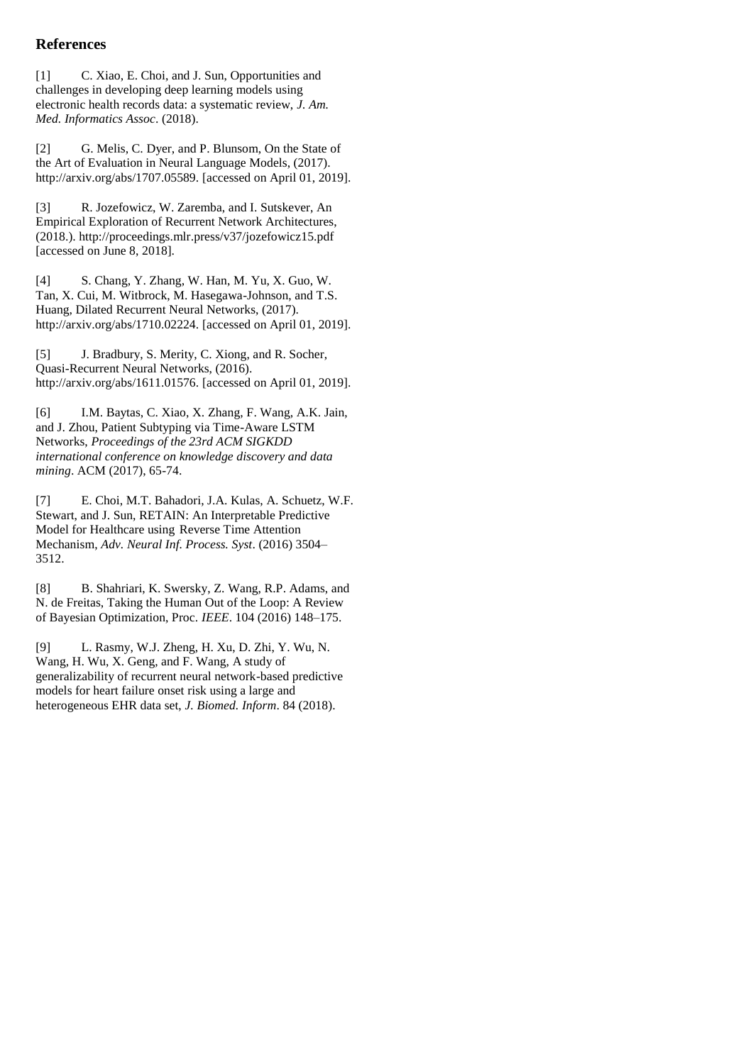## References

[1] C. Xiao, E. Choi, and J. Sun, Opportunities and challenges in developing deep learning models using electronic health records data: a systematic review, *J. Am. Med. Informatics Assoc*. (2018).

[2] G. Melis, C. Dyer, and P. Blunsom, On the State of the Art of Evaluation in Neural Language Models, (2017). http://arxiv.org/abs/1707.05589. [accessed on April 01, 2019].

[3] R. Jozefowicz, W. Zaremba, and I. Sutskever, An Empirical Exploration of Recurrent Network Architectures, (2018.). http://proceedings.mlr.press/v37/jozefowicz15.pdf [accessed on June 8, 2018].

[4] S. Chang, Y. Zhang, W. Han, M. Yu, X. Guo, W. Tan, X. Cui, M. Witbrock, M. Hasegawa-Johnson, and T.S. Huang, Dilated Recurrent Neural Networks, (2017). http://arxiv.org/abs/1710.02224. [accessed on April 01, 2019].

[5] J. Bradbury, S. Merity, C. Xiong, and R. Socher, Quasi-Recurrent Neural Networks, (2016). http://arxiv.org/abs/1611.01576. [accessed on April 01, 2019].

[6] I.M. Baytas, C. Xiao, X. Zhang, F. Wang, A.K. Jain, and J. Zhou, Patient Subtyping via Time-Aware LSTM Networks, *Proceedings of the 23rd ACM SIGKDD international conference on knowledge discovery and data mining*. ACM (2017), 65-74.

[7] E. Choi, M.T. Bahadori, J.A. Kulas, A. Schuetz, W.F. Stewart, and J. Sun, RETAIN: An Interpretable Predictive Model for Healthcare using Reverse Time Attention Mechanism, *Adv. Neural Inf. Process. Syst*. (2016) 3504–3512.

[8] B. Shahriari, K. Swersky, Z. Wang, R.P. Adams, and N. de Freitas, Taking the Human Out of the Loop: A Review of Bayesian Optimization, Proc. *IEEE*. 104 (2016) 148–175.

[9] L. Rasmy, W.J. Zheng, H. Xu, D. Zhi, Y. Wu, N. Wang, H. Wu, X. Geng, and F. Wang, A study of generalizability of recurrent neural network-based predictive models for heart failure onset risk using a large and heterogeneous EHR data set, *J. Biomed. Inform*. 84 (2018).